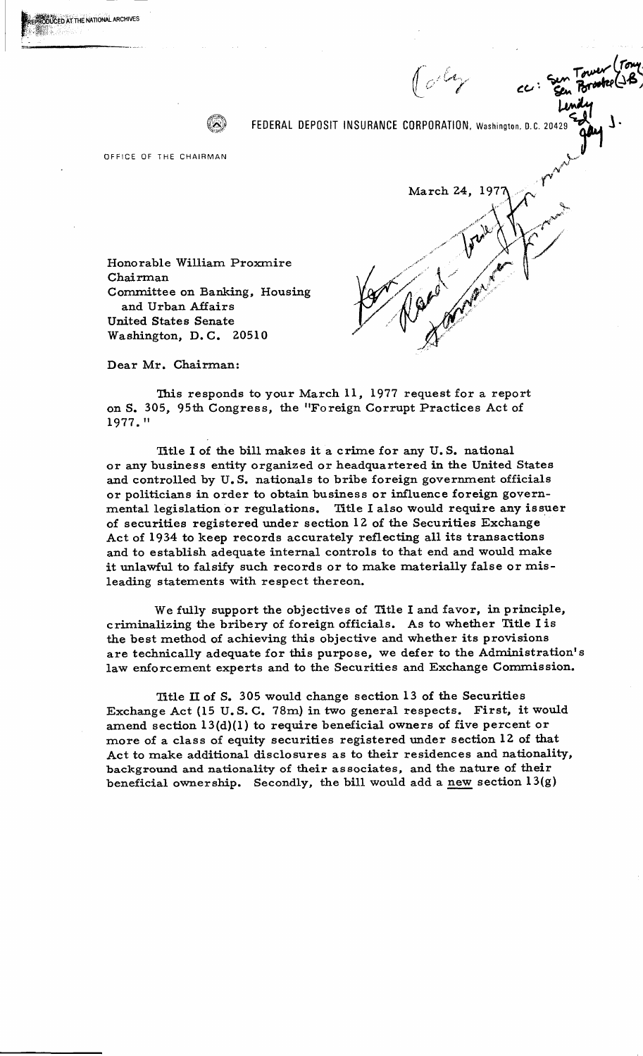FEDERAL DEPOSIT INSURANCE CORPORATION, Washington, D.C. 20429

OFFICE OF THE CHAIRMAN

March 24, 1977

Honorable William Proxmire
Chairman
Committee on Banking, Housing and Urban Affairs
United States Senate
Washington, D.C. 20510

Dear Mr. Chairman:

This responds to your March 11, 1977 request for a report on S. 305, 95th Congress, the "Foreign Corrupt Practices Act of 1977."

Title I of the bill makes it a crime for any U.S. national or any business entity organized or headquartered in the United States and controlled by U.S. nationals to bribe foreign government officials or politicians in order to obtain business or influence foreign governmental legislation or regulations. Title I also would require any issuer of securities registered under section 12 of the Securities Exchange Act of 1934 to keep records accurately reflecting all its transactions and to establish adequate internal controls to that end and would make it unlawful to falsify such records or to make materially false or misleading statements with respect thereon.

We fully support the objectives of Title I and favor, in principle, criminalizing the bribery of foreign officials. As to whether Title I is the best method of achieving this objective and whether its provisions are technically adequate for this purpose, we defer to the Administration's law enforcement experts and to the Securities and Exchange Commission.

Title II of S. 305 would change section 13 of the Securities Exchange Act (15 U.S.C. 78m) in two general respects. First, it would amend section 13(d)(1) to require beneficial owners of five percent or more of a class of equity securities registered under section 12 of that Act to make additional disclosures as to their residences and nationality, background and nationality of their associates, and the nature of their beneficial ownership. Secondly, the bill would add a new section 13(g)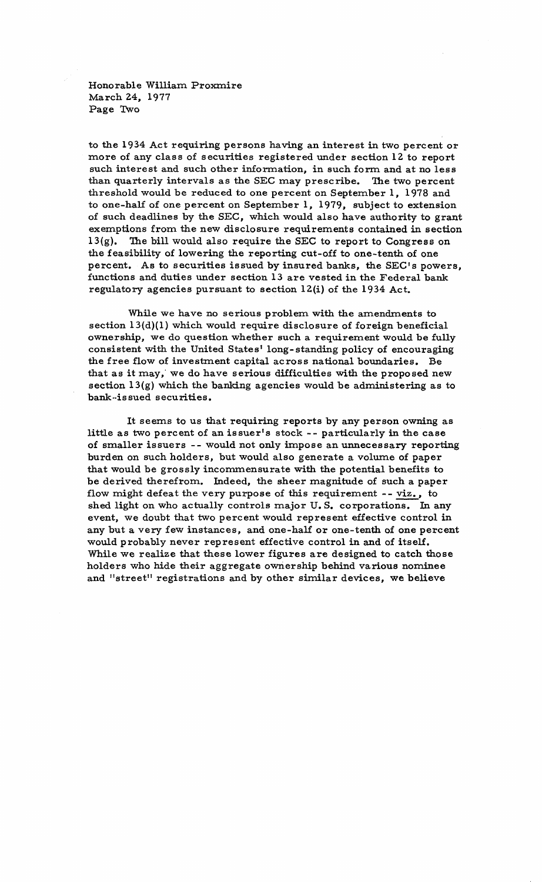to the 1934 Act requiring persons having an interest in two percent or more of any class of securities registered under section 12 to report such interest and such other information, in such form and at no less than quarterly intervals as the SEC may prescribe. The two percent threshold would be reduced to one percent on September 1, 1978 and to one-half of one percent on September 1, 1979, subject to extension of such deadlines by the SEC, which would also have authority to grant exemptions from the new disclosure requirements contained in section 13(g). The bill would also require the SEC to report to Congress on the feasibility of lowering the reporting cut-off to one-tenth of one percent. As to securities issued by insured banks, the SEC's powers, functions and duties under section 13 are vested in the Federal bank regulatory agencies pursuant to section 12(i) of the 1934 Act.

While we have no serious problem with the amendments to section 13(d)(1) which would require disclosure of foreign beneficial ownership, we do question whether such a requirement would be fully consistent with the United States' long-standing policy of encouraging the free flow of investment capital across national boundaries. Be that as it may, we do have serious difficulties with the proposed new section 13(g) which the banking agencies would be administering as to bank-issued securities.

It seems to us that requiring reports by any person owning as little as two percent of an issuer's stock -- particularly in the case of smaller issuers -- would not only impose an unnecessary reporting burden on such holders, but would also generate a volume of paper that would be grossly incommensurate with the potential benefits to be derived therefrom. Indeed, the sheer magnitude of such a paper flow might defeat the very purpose of this requirement -- viz., to shed light on who actually controls major U.S. corporations. In any event, we doubt that two percent would represent effective control in any but a very few instances, and one-half or one-tenth of one percent would probably never represent effective control in and of itself. While we realize that these lower figures are designed to catch those holders who hide their aggregate ownership behind various nominee and "street" registrations and by other similar devices, we believe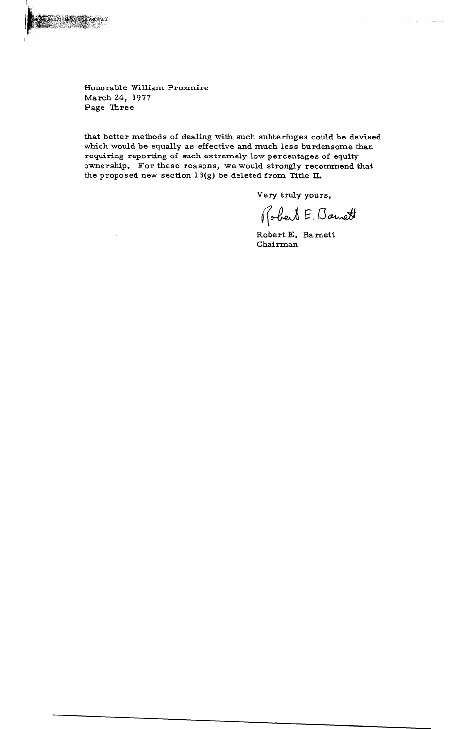Honorable William Proxmire
March 24, 1977
Page Three

that better methods of dealing with such subterfuges could be devised which would be equally as effective and much less burdensome than requiring reporting of such extremely low percentages of equity ownership. For these reasons, we would strongly recommend that the proposed new section 13(g) be deleted from Title II.

Very truly yours,

Robert E. Barnett

Robert E. Barnett
Chairman